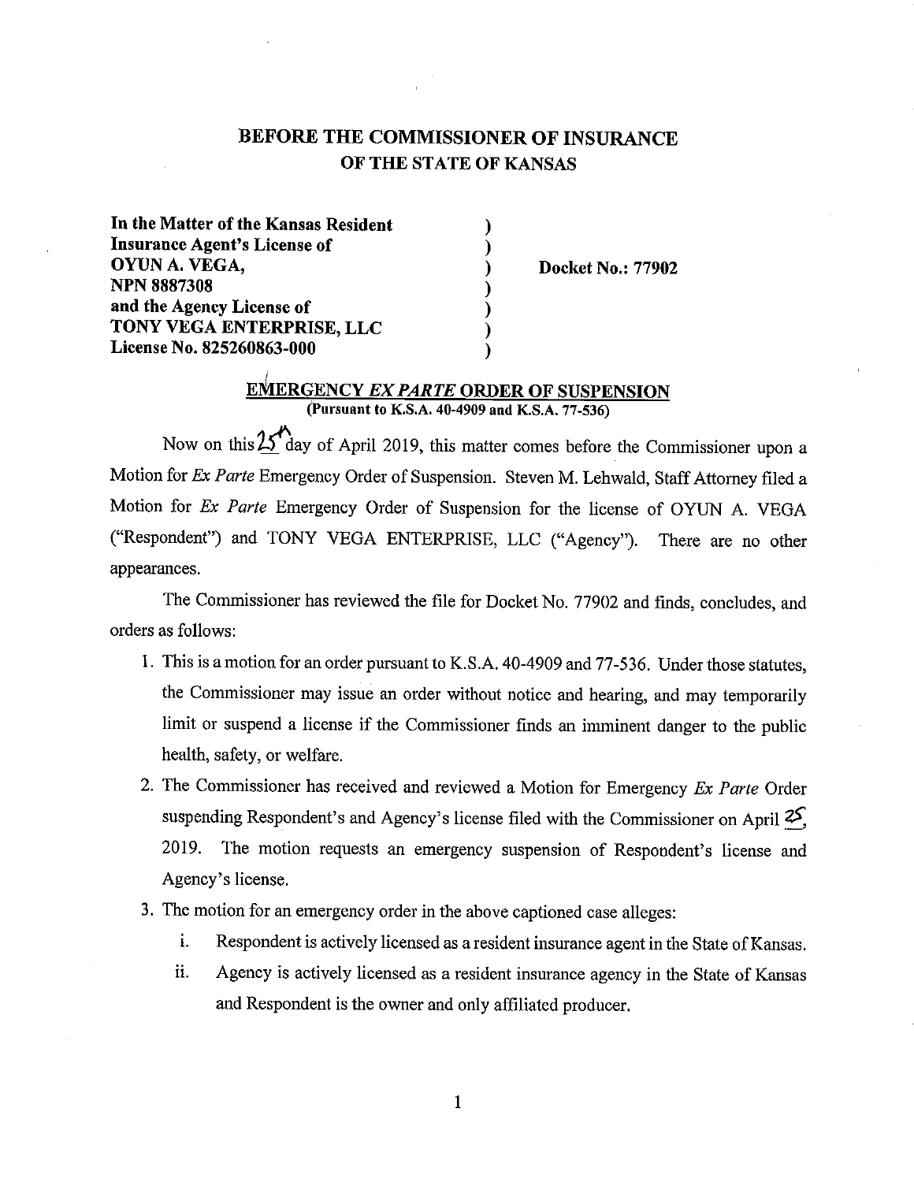# BEFORE THE COMMISSIONER OF INSURANCE OF THE STATE OF KANSAS

**In the Matter of the Kansas Resident Insurance Agent's License of OYUN A. VEGA, NPN 8887308 and the Agency License of TONY VEGA ENTERPRISE, LLC License No. 825260863-000**

**Docket No.: 77902**

## EMERGENCY *EX PARTE* ORDER OF SUSPENSION

**(Pursuant to K.S.A. 40-4909 and K.S.A. 77-536)**

Now on this 25th day of April 2019, this matter comes before the Commissioner upon a Motion for *Ex Parte* Emergency Order of Suspension. Steven M. Lehwald, Staff Attorney filed a Motion for *Ex Parte* Emergency Order of Suspension for the license of OYUN A. VEGA ("Respondent") and TONY VEGA ENTERPRISE, LLC ("Agency"). There are no other appearances.

The Commissioner has reviewed the file for Docket No. 77902 and finds, concludes, and orders as follows:

1. This is a motion for an order pursuant to K.S.A. 40-4909 and 77-536. Under those statutes, the Commissioner may issue an order without notice and hearing, and may temporarily limit or suspend a license if the Commissioner finds an imminent danger to the public health, safety, or welfare.
2. The Commissioner has received and reviewed a Motion for Emergency *Ex Parte* Order suspending Respondent's and Agency's license filed with the Commissioner on April 25, 2019. The motion requests an emergency suspension of Respondent's license and Agency's license.
3. The motion for an emergency order in the above captioned case alleges:
   i. Respondent is actively licensed as a resident insurance agent in the State of Kansas.
   ii. Agency is actively licensed as a resident insurance agency in the State of Kansas and Respondent is the owner and only affiliated producer.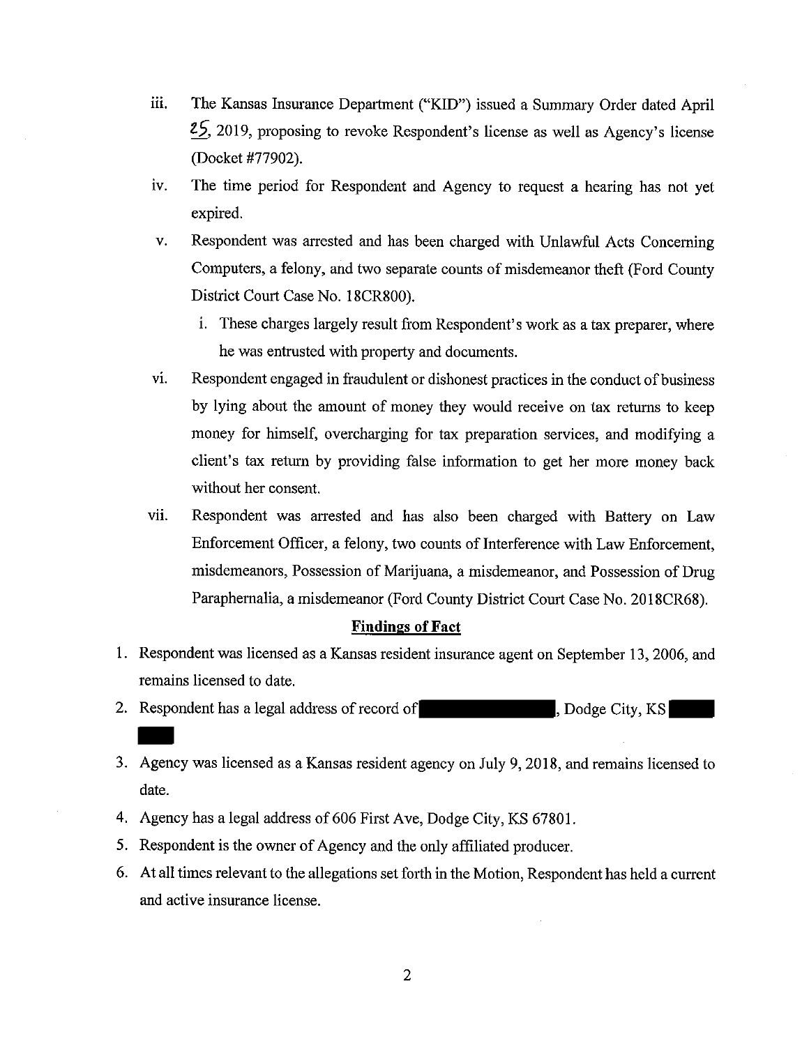iii. The Kansas Insurance Department ("KID") issued a Summary Order dated April 25, 2019, proposing to revoke Respondent's license as well as Agency's license (Docket #77902).

iv. The time period for Respondent and Agency to request a hearing has not yet expired.

v. Respondent was arrested and has been charged with Unlawful Acts Concerning Computers, a felony, and two separate counts of misdemeanor theft (Ford County District Court Case No. 18CR800).

   i. These charges largely result from Respondent's work as a tax preparer, where he was entrusted with property and documents.

vi. Respondent engaged in fraudulent or dishonest practices in the conduct of business by lying about the amount of money they would receive on tax returns to keep money for himself, overcharging for tax preparation services, and modifying a client's tax return by providing false information to get her more money back without her consent.

vii. Respondent was arrested and has also been charged with Battery on Law Enforcement Officer, a felony, two counts of Interference with Law Enforcement, misdemeanors, Possession of Marijuana, a misdemeanor, and Possession of Drug Paraphernalia, a misdemeanor (Ford County District Court Case No. 2018CR68).

**Findings of Fact**

1. Respondent was licensed as a Kansas resident insurance agent on September 13, 2006, and remains licensed to date.
2. Respondent has a legal address of record of ███████, Dodge City, KS ███ ███
3. Agency was licensed as a Kansas resident agency on July 9, 2018, and remains licensed to date.
4. Agency has a legal address of 606 First Ave, Dodge City, KS 67801.
5. Respondent is the owner of Agency and the only affiliated producer.
6. At all times relevant to the allegations set forth in the Motion, Respondent has held a current and active insurance license.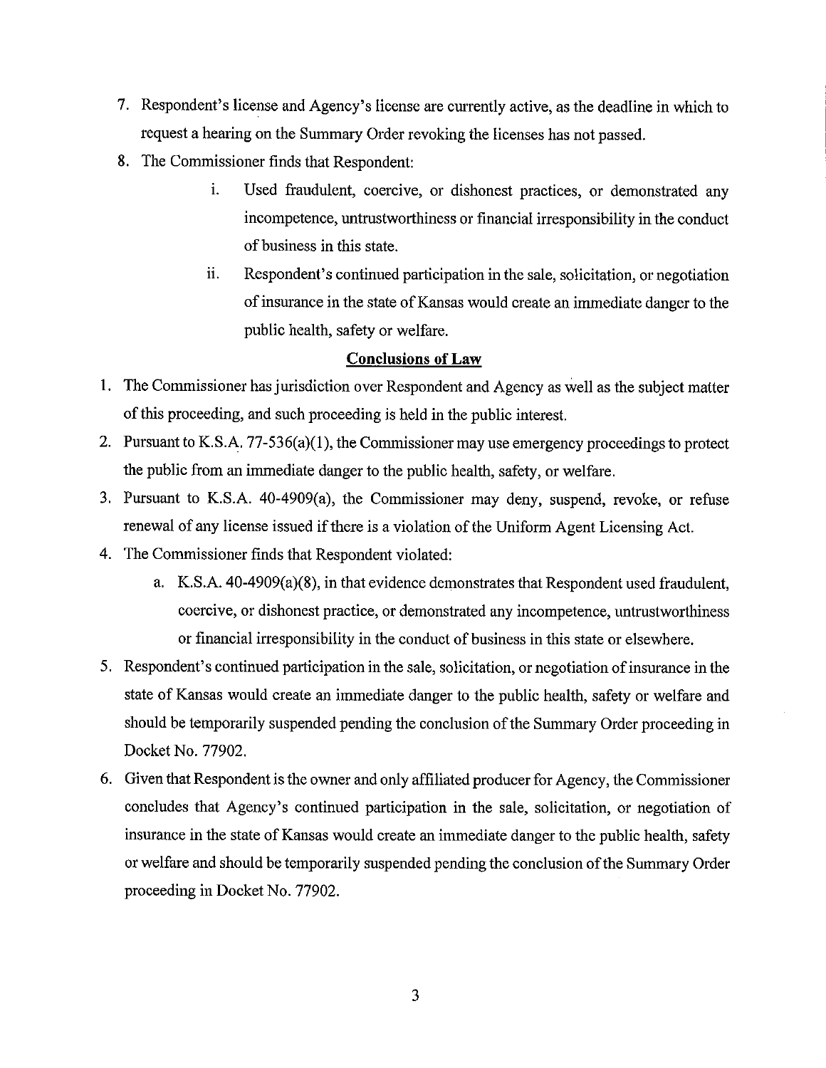7. Respondent's license and Agency's license are currently active, as the deadline in which to request a hearing on the Summary Order revoking the licenses has not passed.
8. The Commissioner finds that Respondent:
   i. Used fraudulent, coercive, or dishonest practices, or demonstrated any incompetence, untrustworthiness or financial irresponsibility in the conduct of business in this state.
   ii. Respondent's continued participation in the sale, solicitation, or negotiation of insurance in the state of Kansas would create an immediate danger to the public health, safety or welfare.

## Conclusions of Law

1. The Commissioner has jurisdiction over Respondent and Agency as well as the subject matter of this proceeding, and such proceeding is held in the public interest.
2. Pursuant to K.S.A. 77-536(a)(1), the Commissioner may use emergency proceedings to protect the public from an immediate danger to the public health, safety, or welfare.
3. Pursuant to K.S.A. 40-4909(a), the Commissioner may deny, suspend, revoke, or refuse renewal of any license issued if there is a violation of the Uniform Agent Licensing Act.
4. The Commissioner finds that Respondent violated:
   a. K.S.A. 40-4909(a)(8), in that evidence demonstrates that Respondent used fraudulent, coercive, or dishonest practice, or demonstrated any incompetence, untrustworthiness or financial irresponsibility in the conduct of business in this state or elsewhere.
5. Respondent's continued participation in the sale, solicitation, or negotiation of insurance in the state of Kansas would create an immediate danger to the public health, safety or welfare and should be temporarily suspended pending the conclusion of the Summary Order proceeding in Docket No. 77902.
6. Given that Respondent is the owner and only affiliated producer for Agency, the Commissioner concludes that Agency's continued participation in the sale, solicitation, or negotiation of insurance in the state of Kansas would create an immediate danger to the public health, safety or welfare and should be temporarily suspended pending the conclusion of the Summary Order proceeding in Docket No. 77902.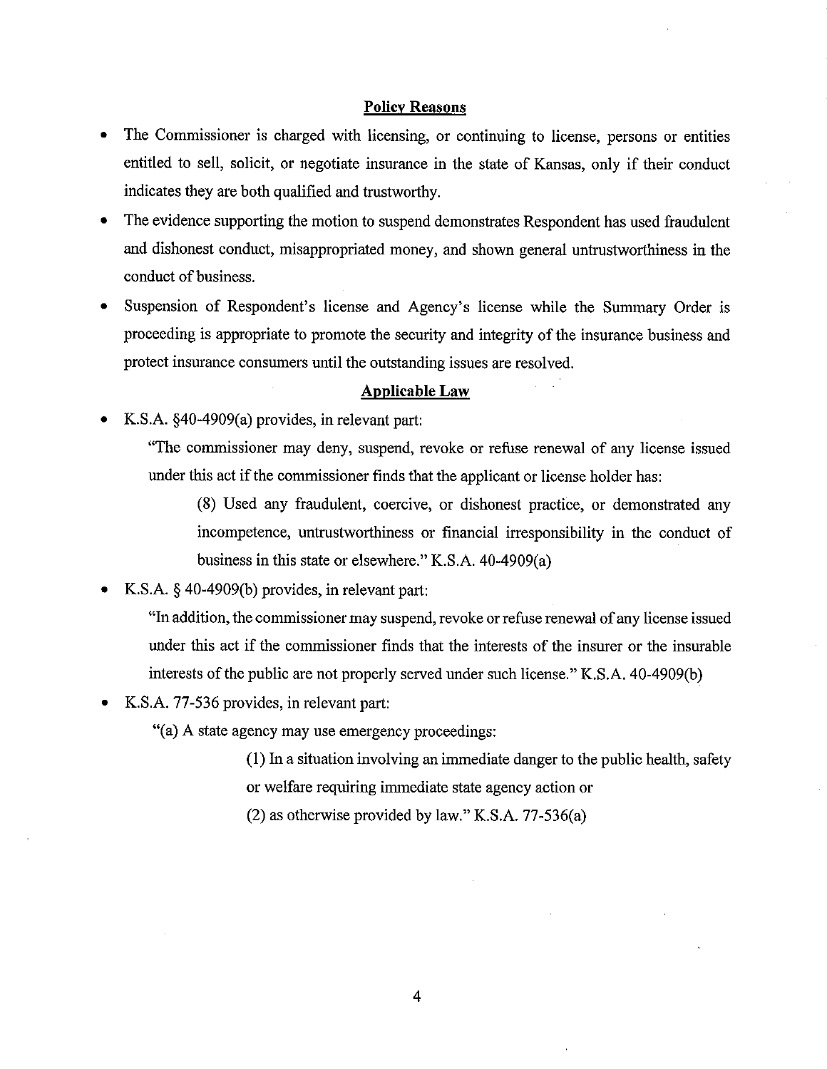## Policy Reasons

- The Commissioner is charged with licensing, or continuing to license, persons or entities entitled to sell, solicit, or negotiate insurance in the state of Kansas, only if their conduct indicates they are both qualified and trustworthy.
- The evidence supporting the motion to suspend demonstrates Respondent has used fraudulent and dishonest conduct, misappropriated money, and shown general untrustworthiness in the conduct of business.
- Suspension of Respondent's license and Agency's license while the Summary Order is proceeding is appropriate to promote the security and integrity of the insurance business and protect insurance consumers until the outstanding issues are resolved.

## Applicable Law

- K.S.A. §40-4909(a) provides, in relevant part:

  "The commissioner may deny, suspend, revoke or refuse renewal of any license issued under this act if the commissioner finds that the applicant or license holder has:

  > (8) Used any fraudulent, coercive, or dishonest practice, or demonstrated any incompetence, untrustworthiness or financial irresponsibility in the conduct of business in this state or elsewhere." K.S.A. 40-4909(a)

- K.S.A. § 40-4909(b) provides, in relevant part:

  "In addition, the commissioner may suspend, revoke or refuse renewal of any license issued under this act if the commissioner finds that the interests of the insurer or the insurable interests of the public are not properly served under such license." K.S.A. 40-4909(b)

- K.S.A. 77-536 provides, in relevant part:

  "(a) A state agency may use emergency proceedings:

  > (1) In a situation involving an immediate danger to the public health, safety or welfare requiring immediate state agency action or
  >
  > (2) as otherwise provided by law." K.S.A. 77-536(a)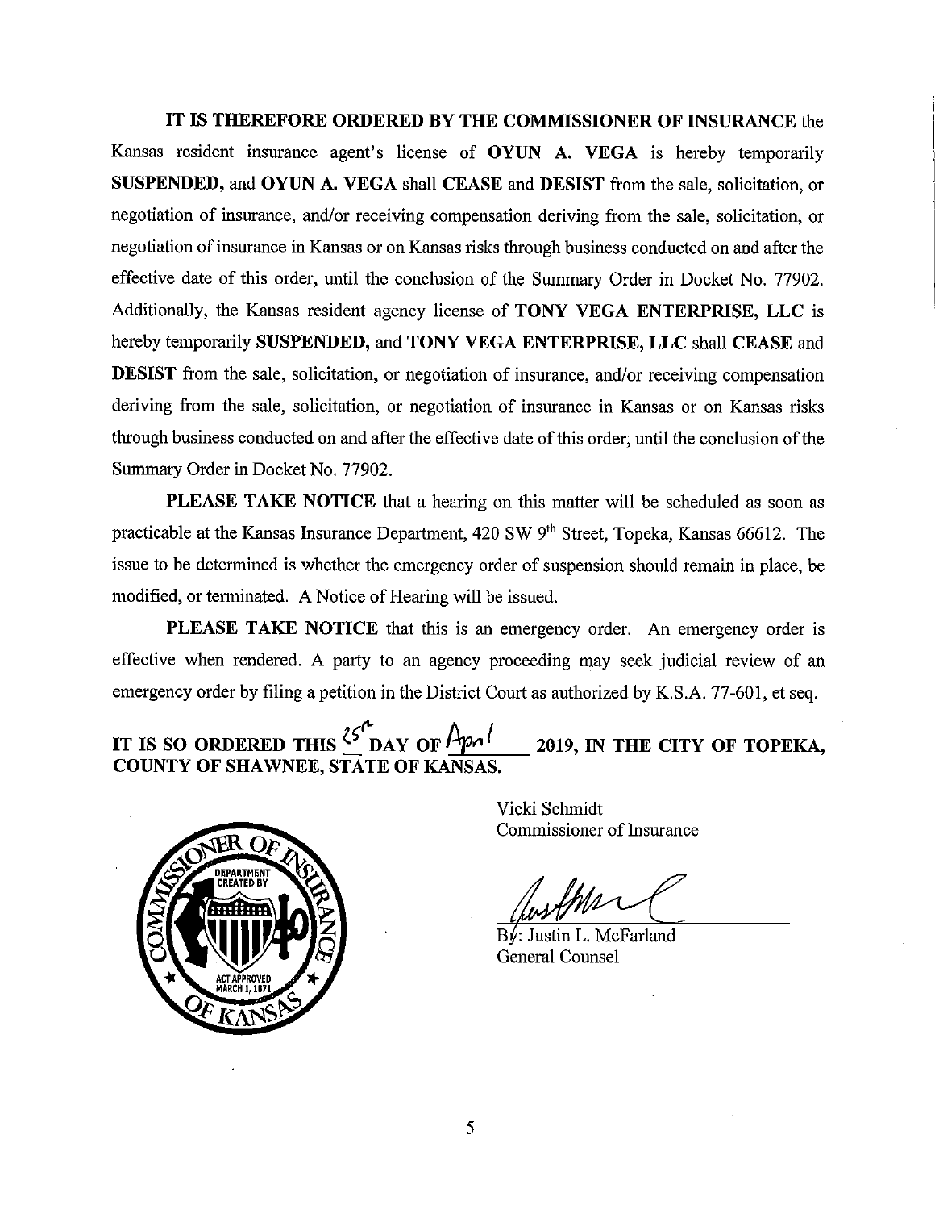**IT IS THEREFORE ORDERED BY THE COMMISSIONER OF INSURANCE** the Kansas resident insurance agent's license of **OYUN A. VEGA** is hereby temporarily **SUSPENDED,** and **OYUN A. VEGA** shall **CEASE** and **DESIST** from the sale, solicitation, or negotiation of insurance, and/or receiving compensation deriving from the sale, solicitation, or negotiation of insurance in Kansas or on Kansas risks through business conducted on and after the effective date of this order, until the conclusion of the Summary Order in Docket No. 77902. Additionally, the Kansas resident agency license of **TONY VEGA ENTERPRISE, LLC** is hereby temporarily **SUSPENDED,** and **TONY VEGA ENTERPRISE, LLC** shall **CEASE** and **DESIST** from the sale, solicitation, or negotiation of insurance, and/or receiving compensation deriving from the sale, solicitation, or negotiation of insurance in Kansas or on Kansas risks through business conducted on and after the effective date of this order, until the conclusion of the Summary Order in Docket No. 77902.

**PLEASE TAKE NOTICE** that a hearing on this matter will be scheduled as soon as practicable at the Kansas Insurance Department, 420 SW 9th Street, Topeka, Kansas 66612. The issue to be determined is whether the emergency order of suspension should remain in place, be modified, or terminated. A Notice of Hearing will be issued.

**PLEASE TAKE NOTICE** that this is an emergency order. An emergency order is effective when rendered. A party to an agency proceeding may seek judicial review of an emergency order by filing a petition in the District Court as authorized by K.S.A. 77-601, et seq.

**IT IS SO ORDERED THIS 25th DAY OF April 2019, IN THE CITY OF TOPEKA, COUNTY OF SHAWNEE, STATE OF KANSAS.**

Vicki Schmidt
Commissioner of Insurance

By: Justin L. McFarland
General Counsel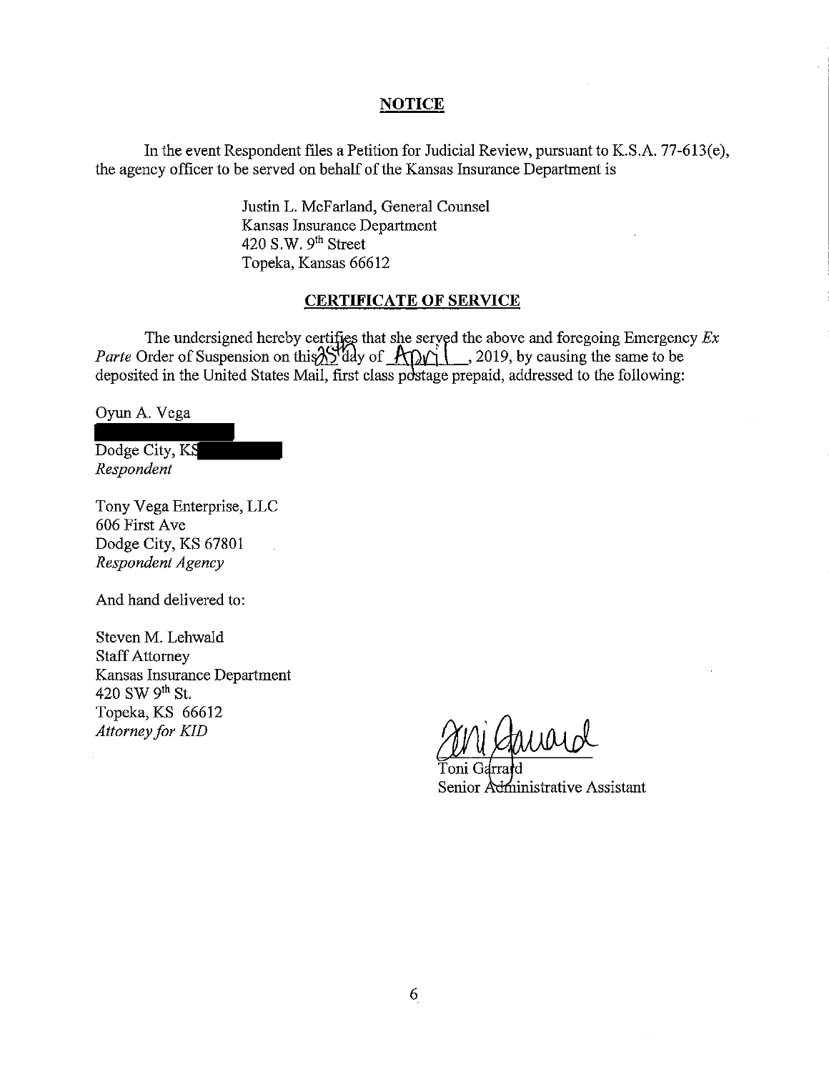## NOTICE

In the event Respondent files a Petition for Judicial Review, pursuant to K.S.A. 77-613(e), the agency officer to be served on behalf of the Kansas Insurance Department is

Justin L. McFarland, General Counsel
Kansas Insurance Department
420 S.W. 9th Street
Topeka, Kansas 66612

## CERTIFICATE OF SERVICE

The undersigned hereby certifies that she served the above and foregoing Emergency *Ex Parte* Order of Suspension on this 25th day of April, 2019, by causing the same to be deposited in the United States Mail, first class postage prepaid, addressed to the following:

Oyun A. Vega
[REDACTED]
Dodge City, KS [REDACTED]
*Respondent*

Tony Vega Enterprise, LLC
606 First Ave
Dodge City, KS 67801
*Respondent Agency*

And hand delivered to:

Steven M. Lehwald
Staff Attorney
Kansas Insurance Department
420 SW 9th St.
Topeka, KS 66612
*Attorney for KID*

Toni Garrard
Senior Administrative Assistant